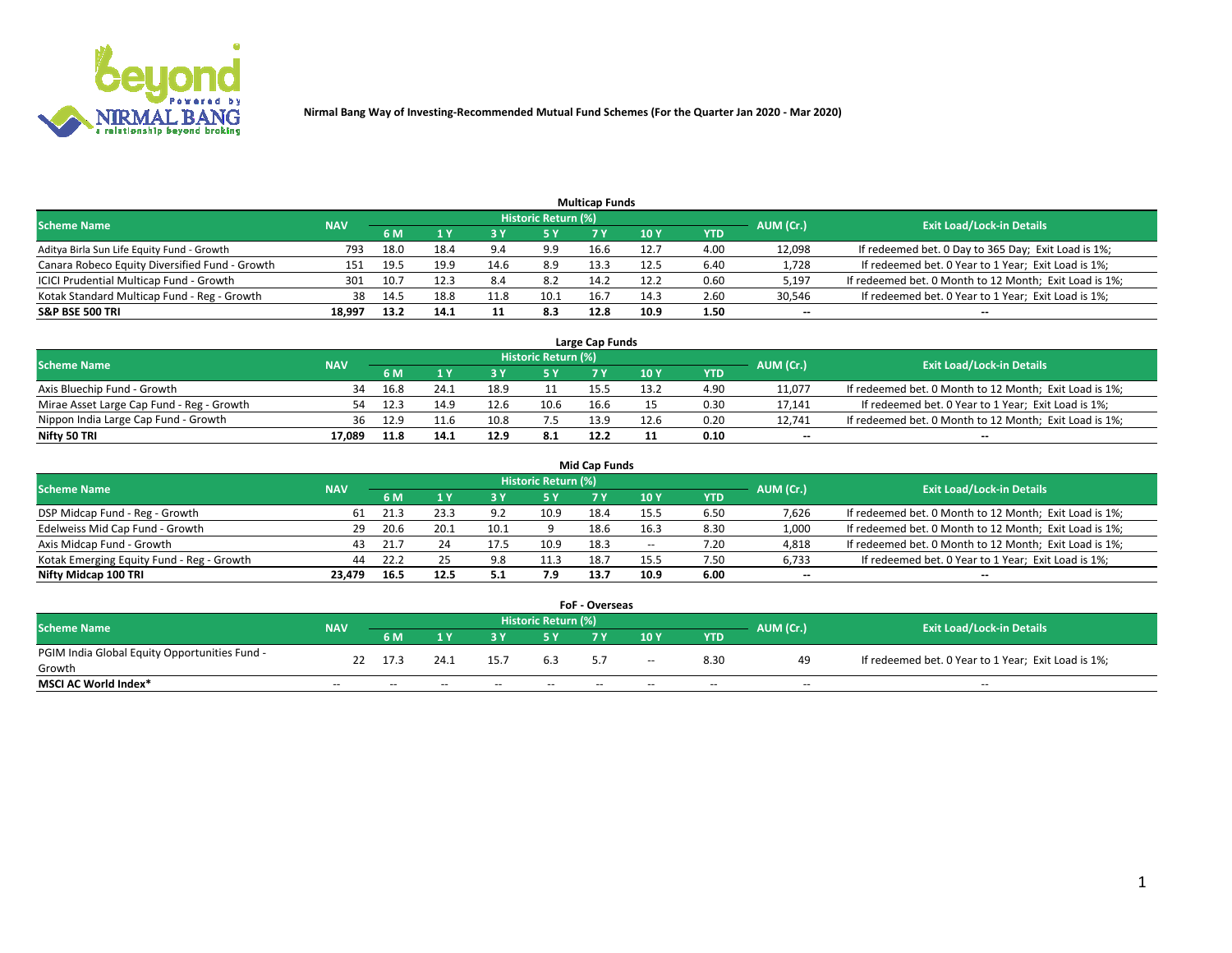Nirmal Bang Way of Investing-Recommended Mutual Fund Schemes (For the Quarter Jan 2020 - Mar 2020)

## Multicap Funds

| Scheme Name | NAV | Historic Return (%) | | | | | | | AUM (Cr.) | Exit Load/Lock-in Details |
|---|---|---|---|---|---|---|---|---|---|---|
| | | 6 M | 1 Y | 3 Y | 5 Y | 7 Y | 10 Y | YTD | | |
| Aditya Birla Sun Life Equity Fund - Growth | 793 | 18.0 | 18.4 | 9.4 | 9.9 | 16.6 | 12.7 | 4.00 | 12,098 | If redeemed bet. 0 Day to 365 Day; Exit Load is 1%; |
| Canara Robeco Equity Diversified Fund - Growth | 151 | 19.5 | 19.9 | 14.6 | 8.9 | 13.3 | 12.5 | 6.40 | 1,728 | If redeemed bet. 0 Year to 1 Year; Exit Load is 1%; |
| ICICI Prudential Multicap Fund - Growth | 301 | 10.7 | 12.3 | 8.4 | 8.2 | 14.2 | 12.2 | 0.60 | 5,197 | If redeemed bet. 0 Month to 12 Month; Exit Load is 1%; |
| Kotak Standard Multicap Fund - Reg - Growth | 38 | 14.5 | 18.8 | 11.8 | 10.1 | 16.7 | 14.3 | 2.60 | 30,546 | If redeemed bet. 0 Year to 1 Year; Exit Load is 1%; |
| **S&P BSE 500 TRI** | **18,997** | **13.2** | **14.1** | **11** | **8.3** | **12.8** | **10.9** | **1.50** | **--** | **--** |

## Large Cap Funds

| Scheme Name | NAV | Historic Return (%) | | | | | | | AUM (Cr.) | Exit Load/Lock-in Details |
|---|---|---|---|---|---|---|---|---|---|---|
| | | 6 M | 1 Y | 3 Y | 5 Y | 7 Y | 10 Y | YTD | | |
| Axis Bluechip Fund - Growth | 34 | 16.8 | 24.1 | 18.9 | 11 | 15.5 | 13.2 | 4.90 | 11,077 | If redeemed bet. 0 Month to 12 Month; Exit Load is 1%; |
| Mirae Asset Large Cap Fund - Reg - Growth | 54 | 12.3 | 14.9 | 12.6 | 10.6 | 16.6 | 15 | 0.30 | 17,141 | If redeemed bet. 0 Year to 1 Year; Exit Load is 1%; |
| Nippon India Large Cap Fund - Growth | 36 | 12.9 | 11.6 | 10.8 | 7.5 | 13.9 | 12.6 | 0.20 | 12,741 | If redeemed bet. 0 Month to 12 Month; Exit Load is 1%; |
| **Nifty 50 TRI** | **17,089** | **11.8** | **14.1** | **12.9** | **8.1** | **12.2** | **11** | **0.10** | **--** | **--** |

## Mid Cap Funds

| Scheme Name | NAV | Historic Return (%) | | | | | | | AUM (Cr.) | Exit Load/Lock-in Details |
|---|---|---|---|---|---|---|---|---|---|---|
| | | 6 M | 1 Y | 3 Y | 5 Y | 7 Y | 10 Y | YTD | | |
| DSP Midcap Fund - Reg - Growth | 61 | 21.3 | 23.3 | 9.2 | 10.9 | 18.4 | 15.5 | 6.50 | 7,626 | If redeemed bet. 0 Month to 12 Month; Exit Load is 1%; |
| Edelweiss Mid Cap Fund - Growth | 29 | 20.6 | 20.1 | 10.1 | 9 | 18.6 | 16.3 | 8.30 | 1,000 | If redeemed bet. 0 Month to 12 Month; Exit Load is 1%; |
| Axis Midcap Fund - Growth | 43 | 21.7 | 24 | 17.5 | 10.9 | 18.3 | -- | 7.20 | 4,818 | If redeemed bet. 0 Month to 12 Month; Exit Load is 1%; |
| Kotak Emerging Equity Fund - Reg - Growth | 44 | 22.2 | 25 | 9.8 | 11.3 | 18.7 | 15.5 | 7.50 | 6,733 | If redeemed bet. 0 Year to 1 Year; Exit Load is 1%; |
| **Nifty Midcap 100 TRI** | **23,479** | **16.5** | **12.5** | **5.1** | **7.9** | **13.7** | **10.9** | **6.00** | **--** | **--** |

## FoF - Overseas

| Scheme Name | NAV | Historic Return (%) | | | | | | | AUM (Cr.) | Exit Load/Lock-in Details |
|---|---|---|---|---|---|---|---|---|---|---|
| | | 6 M | 1 Y | 3 Y | 5 Y | 7 Y | 10 Y | YTD | | |
| PGIM India Global Equity Opportunities Fund - Growth | 22 | 17.3 | 24.1 | 15.7 | 6.3 | 5.7 | -- | 8.30 | 49 | If redeemed bet. 0 Year to 1 Year; Exit Load is 1%; |
| **MSCI AC World Index*** | -- | -- | -- | -- | -- | -- | -- | -- | -- | -- |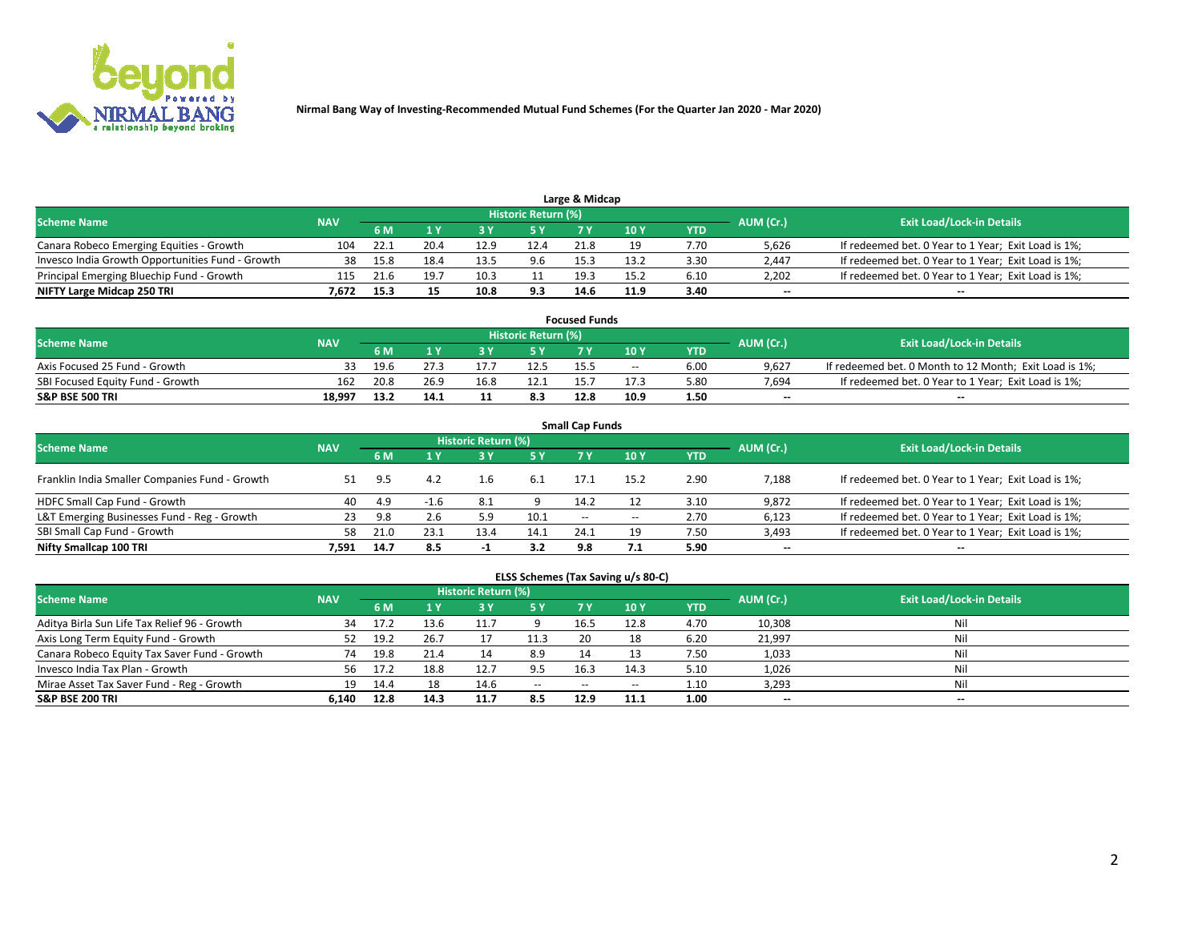Nirmal Bang Way of Investing-Recommended Mutual Fund Schemes (For the Quarter Jan 2020 - Mar 2020)

## Large & Midcap

| Scheme Name | NAV | Historic Return (%) | | | | | | | AUM (Cr.) | Exit Load/Lock-in Details |
|---|---|---|---|---|---|---|---|---|---|---|
| | | 6 M | 1 Y | 3 Y | 5 Y | 7 Y | 10 Y | YTD | | |
| Canara Robeco Emerging Equities - Growth | 104 | 22.1 | 20.4 | 12.9 | 12.4 | 21.8 | 19 | 7.70 | 5,626 | If redeemed bet. 0 Year to 1 Year; Exit Load is 1%; |
| Invesco India Growth Opportunities Fund - Growth | 38 | 15.8 | 18.4 | 13.5 | 9.6 | 15.3 | 13.2 | 3.30 | 2,447 | If redeemed bet. 0 Year to 1 Year; Exit Load is 1%; |
| Principal Emerging Bluechip Fund - Growth | 115 | 21.6 | 19.7 | 10.3 | 11 | 19.3 | 15.2 | 6.10 | 2,202 | If redeemed bet. 0 Year to 1 Year; Exit Load is 1%; |
| **NIFTY Large Midcap 250 TRI** | **7,672** | **15.3** | **15** | **10.8** | **9.3** | **14.6** | **11.9** | **3.40** | **--** | **--** |

## Focused Funds

| Scheme Name | NAV | Historic Return (%) | | | | | | | AUM (Cr.) | Exit Load/Lock-in Details |
|---|---|---|---|---|---|---|---|---|---|---|
| | | 6 M | 1 Y | 3 Y | 5 Y | 7 Y | 10 Y | YTD | | |
| Axis Focused 25 Fund - Growth | 33 | 19.6 | 27.3 | 17.7 | 12.5 | 15.5 | -- | 6.00 | 9,627 | If redeemed bet. 0 Month to 12 Month; Exit Load is 1%; |
| SBI Focused Equity Fund - Growth | 162 | 20.8 | 26.9 | 16.8 | 12.1 | 15.7 | 17.3 | 5.80 | 7,694 | If redeemed bet. 0 Year to 1 Year; Exit Load is 1%; |
| **S&P BSE 500 TRI** | **18,997** | **13.2** | **14.1** | **11** | **8.3** | **12.8** | **10.9** | **1.50** | **--** | **--** |

## Small Cap Funds

| Scheme Name | NAV | Historic Return (%) | | | | | | | AUM (Cr.) | Exit Load/Lock-in Details |
|---|---|---|---|---|---|---|---|---|---|---|
| | | 6 M | 1 Y | 3 Y | 5 Y | 7 Y | 10 Y | YTD | | |
| Franklin India Smaller Companies Fund - Growth | 51 | 9.5 | 4.2 | 1.6 | 6.1 | 17.1 | 15.2 | 2.90 | 7,188 | If redeemed bet. 0 Year to 1 Year; Exit Load is 1%; |
| HDFC Small Cap Fund - Growth | 40 | 4.9 | -1.6 | 8.1 | 9 | 14.2 | 12 | 3.10 | 9,872 | If redeemed bet. 0 Year to 1 Year; Exit Load is 1%; |
| L&T Emerging Businesses Fund - Reg - Growth | 23 | 9.8 | 2.6 | 5.9 | 10.1 | -- | -- | 2.70 | 6,123 | If redeemed bet. 0 Year to 1 Year; Exit Load is 1%; |
| SBI Small Cap Fund - Growth | 58 | 21.0 | 23.1 | 13.4 | 14.1 | 24.1 | 19 | 7.50 | 3,493 | If redeemed bet. 0 Year to 1 Year; Exit Load is 1%; |
| **Nifty Smallcap 100 TRI** | **7,591** | **14.7** | **8.5** | **-1** | **3.2** | **9.8** | **7.1** | **5.90** | **--** | **--** |

## ELSS Schemes (Tax Saving u/s 80-C)

| Scheme Name | NAV | Historic Return (%) | | | | | | | AUM (Cr.) | Exit Load/Lock-in Details |
|---|---|---|---|---|---|---|---|---|---|---|
| | | 6 M | 1 Y | 3 Y | 5 Y | 7 Y | 10 Y | YTD | | |
| Aditya Birla Sun Life Tax Relief 96 - Growth | 34 | 17.2 | 13.6 | 11.7 | 9 | 16.5 | 12.8 | 4.70 | 10,308 | Nil |
| Axis Long Term Equity Fund - Growth | 52 | 19.2 | 26.7 | 17 | 11.3 | 20 | 18 | 6.20 | 21,997 | Nil |
| Canara Robeco Equity Tax Saver Fund - Growth | 74 | 19.8 | 21.4 | 14 | 8.9 | 14 | 13 | 7.50 | 1,033 | Nil |
| Invesco India Tax Plan - Growth | 56 | 17.2 | 18.8 | 12.7 | 9.5 | 16.3 | 14.3 | 5.10 | 1,026 | Nil |
| Mirae Asset Tax Saver Fund - Reg - Growth | 19 | 14.4 | 18 | 14.6 | -- | -- | -- | 1.10 | 3,293 | Nil |
| **S&P BSE 200 TRI** | **6,140** | **12.8** | **14.3** | **11.7** | **8.5** | **12.9** | **11.1** | **1.00** | **--** | **--** |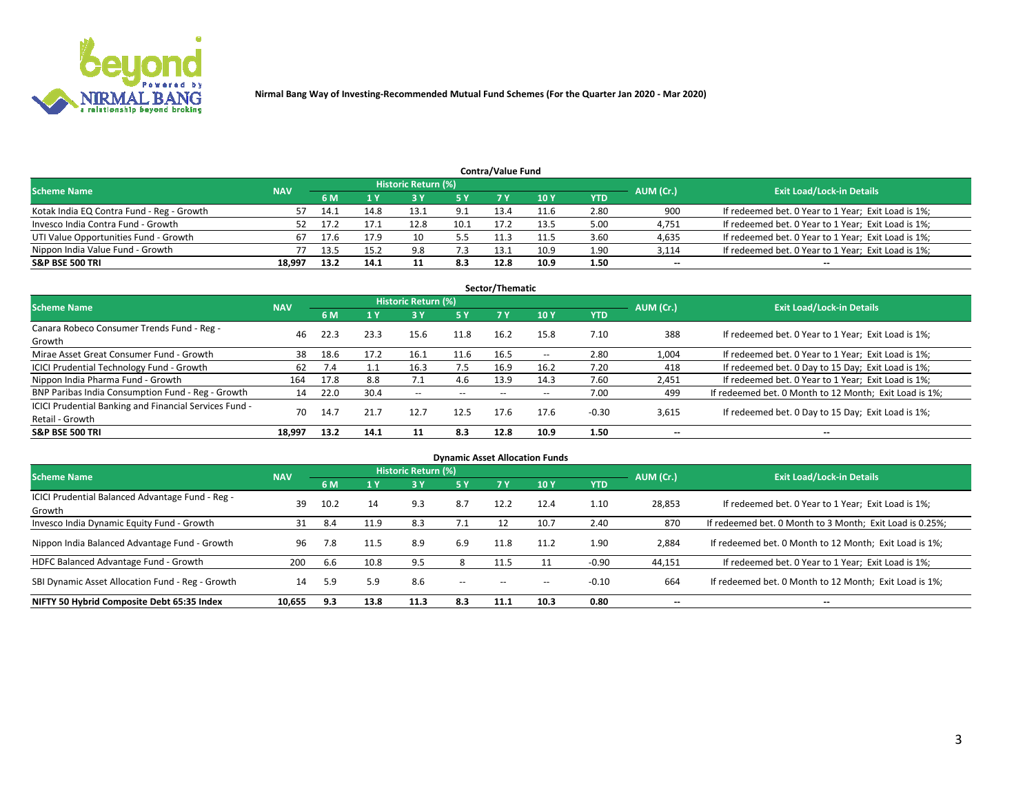Nirmal Bang Way of Investing-Recommended Mutual Fund Schemes (For the Quarter Jan 2020 - Mar 2020)

## Contra/Value Fund

| Scheme Name | NAV | Historic Return (%) | | | | | | | AUM (Cr.) | Exit Load/Lock-in Details |
|---|---|---|---|---|---|---|---|---|---|---|
| | | 6 M | 1 Y | 3 Y | 5 Y | 7 Y | 10 Y | YTD | | |
| Kotak India EQ Contra Fund - Reg - Growth | 57 | 14.1 | 14.8 | 13.1 | 9.1 | 13.4 | 11.6 | 2.80 | 900 | If redeemed bet. 0 Year to 1 Year; Exit Load is 1%; |
| Invesco India Contra Fund - Growth | 52 | 17.2 | 17.1 | 12.8 | 10.1 | 17.2 | 13.5 | 5.00 | 4,751 | If redeemed bet. 0 Year to 1 Year; Exit Load is 1%; |
| UTI Value Opportunities Fund - Growth | 67 | 17.6 | 17.9 | 10 | 5.5 | 11.3 | 11.5 | 3.60 | 4,635 | If redeemed bet. 0 Year to 1 Year; Exit Load is 1%; |
| Nippon India Value Fund - Growth | 77 | 13.5 | 15.2 | 9.8 | 7.3 | 13.1 | 10.9 | 1.90 | 3,114 | If redeemed bet. 0 Year to 1 Year; Exit Load is 1%; |
| **S&P BSE 500 TRI** | **18,997** | **13.2** | **14.1** | **11** | **8.3** | **12.8** | **10.9** | **1.50** | -- | -- |

## Sector/Thematic

| Scheme Name | NAV | Historic Return (%) | | | | | | | AUM (Cr.) | Exit Load/Lock-in Details |
|---|---|---|---|---|---|---|---|---|---|---|
| | | 6 M | 1 Y | 3 Y | 5 Y | 7 Y | 10 Y | YTD | | |
| Canara Robeco Consumer Trends Fund - Reg - Growth | 46 | 22.3 | 23.3 | 15.6 | 11.8 | 16.2 | 15.8 | 7.10 | 388 | If redeemed bet. 0 Year to 1 Year; Exit Load is 1%; |
| Mirae Asset Great Consumer Fund - Growth | 38 | 18.6 | 17.2 | 16.1 | 11.6 | 16.5 | -- | 2.80 | 1,004 | If redeemed bet. 0 Year to 1 Year; Exit Load is 1%; |
| ICICI Prudential Technology Fund - Growth | 62 | 7.4 | 1.1 | 16.3 | 7.5 | 16.9 | 16.2 | 7.20 | 418 | If redeemed bet. 0 Day to 15 Day; Exit Load is 1%; |
| Nippon India Pharma Fund - Growth | 164 | 17.8 | 8.8 | 7.1 | 4.6 | 13.9 | 14.3 | 7.60 | 2,451 | If redeemed bet. 0 Year to 1 Year; Exit Load is 1%; |
| BNP Paribas India Consumption Fund - Reg - Growth | 14 | 22.0 | 30.4 | -- | -- | -- | -- | 7.00 | 499 | If redeemed bet. 0 Month to 12 Month; Exit Load is 1%; |
| ICICI Prudential Banking and Financial Services Fund - Retail - Growth | 70 | 14.7 | 21.7 | 12.7 | 12.5 | 17.6 | 17.6 | -0.30 | 3,615 | If redeemed bet. 0 Day to 15 Day; Exit Load is 1%; |
| **S&P BSE 500 TRI** | **18,997** | **13.2** | **14.1** | **11** | **8.3** | **12.8** | **10.9** | **1.50** | -- | -- |

## Dynamic Asset Allocation Funds

| Scheme Name | NAV | Historic Return (%) | | | | | | | AUM (Cr.) | Exit Load/Lock-in Details |
|---|---|---|---|---|---|---|---|---|---|---|
| | | 6 M | 1 Y | 3 Y | 5 Y | 7 Y | 10 Y | YTD | | |
| ICICI Prudential Balanced Advantage Fund - Reg - Growth | 39 | 10.2 | 14 | 9.3 | 8.7 | 12.2 | 12.4 | 1.10 | 28,853 | If redeemed bet. 0 Year to 1 Year; Exit Load is 1%; |
| Invesco India Dynamic Equity Fund - Growth | 31 | 8.4 | 11.9 | 8.3 | 7.1 | 12 | 10.7 | 2.40 | 870 | If redeemed bet. 0 Month to 3 Month; Exit Load is 0.25%; |
| Nippon India Balanced Advantage Fund - Growth | 96 | 7.8 | 11.5 | 8.9 | 6.9 | 11.8 | 11.2 | 1.90 | 2,884 | If redeemed bet. 0 Month to 12 Month; Exit Load is 1%; |
| HDFC Balanced Advantage Fund - Growth | 200 | 6.6 | 10.8 | 9.5 | 8 | 11.5 | 11 | -0.90 | 44,151 | If redeemed bet. 0 Year to 1 Year; Exit Load is 1%; |
| SBI Dynamic Asset Allocation Fund - Reg - Growth | 14 | 5.9 | 5.9 | 8.6 | -- | -- | -- | -0.10 | 664 | If redeemed bet. 0 Month to 12 Month; Exit Load is 1%; |
| **NIFTY 50 Hybrid Composite Debt 65:35 Index** | **10,655** | **9.3** | **13.8** | **11.3** | **8.3** | **11.1** | **10.3** | **0.80** | -- | -- |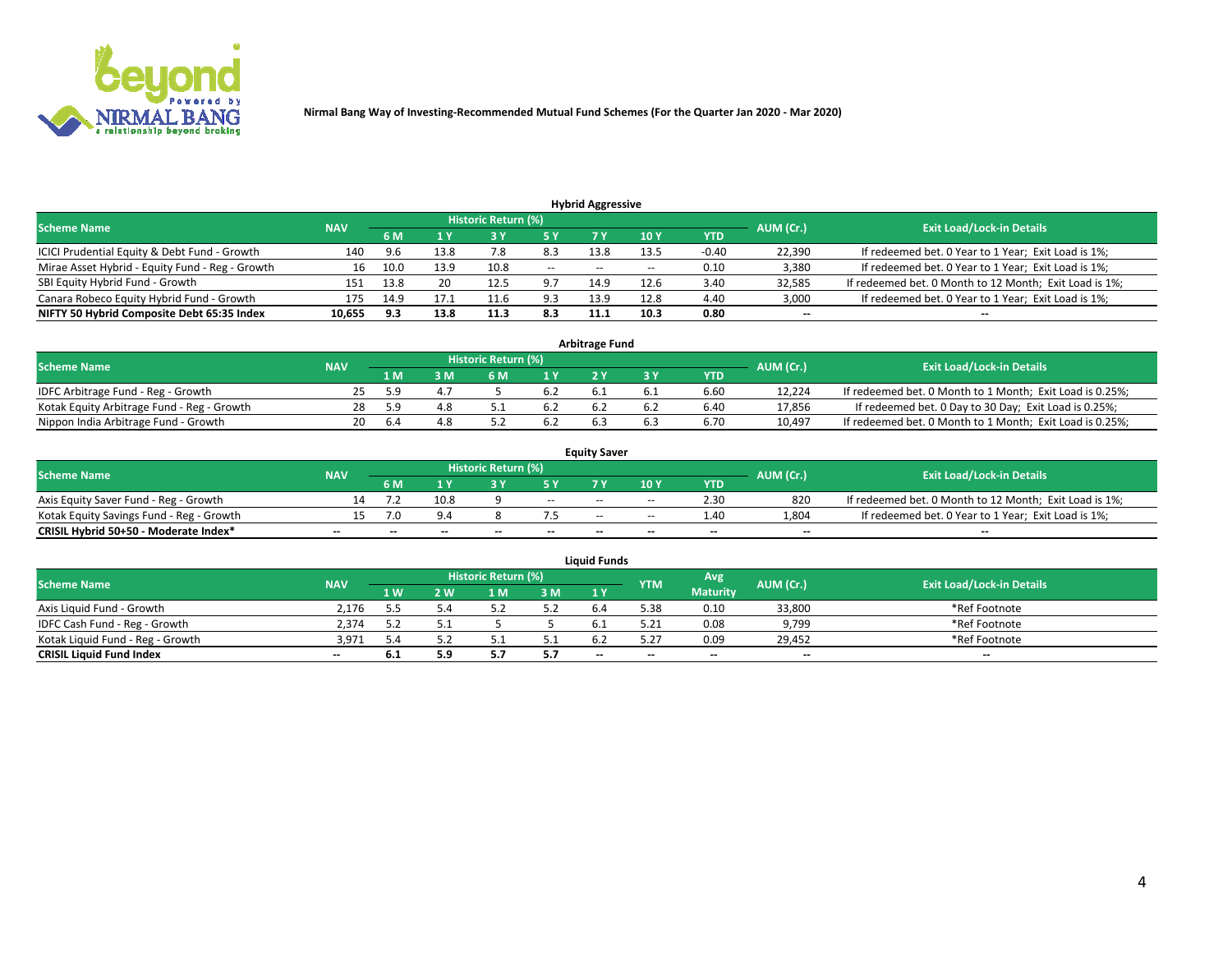Nirmal Bang Way of Investing-Recommended Mutual Fund Schemes (For the Quarter Jan 2020 - Mar 2020)

### Hybrid Aggressive

| Scheme Name | NAV | Historic Return (%) | | | | | | | AUM (Cr.) | Exit Load/Lock-in Details |
|---|---|---|---|---|---|---|---|---|---|---|
| | | 6 M | 1 Y | 3 Y | 5 Y | 7 Y | 10 Y | YTD | | |
| ICICI Prudential Equity & Debt Fund - Growth | 140 | 9.6 | 13.8 | 7.8 | 8.3 | 13.8 | 13.5 | -0.40 | 22,390 | If redeemed bet. 0 Year to 1 Year; Exit Load is 1%; |
| Mirae Asset Hybrid - Equity Fund - Reg - Growth | 16 | 10.0 | 13.9 | 10.8 | -- | -- | -- | 0.10 | 3,380 | If redeemed bet. 0 Year to 1 Year; Exit Load is 1%; |
| SBI Equity Hybrid Fund - Growth | 151 | 13.8 | 20 | 12.5 | 9.7 | 14.9 | 12.6 | 3.40 | 32,585 | If redeemed bet. 0 Month to 12 Month; Exit Load is 1%; |
| Canara Robeco Equity Hybrid Fund - Growth | 175 | 14.9 | 17.1 | 11.6 | 9.3 | 13.9 | 12.8 | 4.40 | 3,000 | If redeemed bet. 0 Year to 1 Year; Exit Load is 1%; |
| **NIFTY 50 Hybrid Composite Debt 65:35 Index** | **10,655** | **9.3** | **13.8** | **11.3** | **8.3** | **11.1** | **10.3** | **0.80** | **--** | **--** |

### Arbitrage Fund

| Scheme Name | NAV | Historic Return (%) | | | | | | | AUM (Cr.) | Exit Load/Lock-in Details |
|---|---|---|---|---|---|---|---|---|---|---|
| | | 1 M | 3 M | 6 M | 1 Y | 2 Y | 3 Y | YTD | | |
| IDFC Arbitrage Fund - Reg - Growth | 25 | 5.9 | 4.7 | 5 | 6.2 | 6.1 | 6.1 | 6.60 | 12,224 | If redeemed bet. 0 Month to 1 Month; Exit Load is 0.25%; |
| Kotak Equity Arbitrage Fund - Reg - Growth | 28 | 5.9 | 4.8 | 5.1 | 6.2 | 6.2 | 6.2 | 6.40 | 17,856 | If redeemed bet. 0 Day to 30 Day; Exit Load is 0.25%; |
| Nippon India Arbitrage Fund - Growth | 20 | 6.4 | 4.8 | 5.2 | 6.2 | 6.3 | 6.3 | 6.70 | 10,497 | If redeemed bet. 0 Month to 1 Month; Exit Load is 0.25%; |

### Equity Saver

| Scheme Name | NAV | Historic Return (%) | | | | | | | AUM (Cr.) | Exit Load/Lock-in Details |
|---|---|---|---|---|---|---|---|---|---|---|
| | | 6 M | 1 Y | 3 Y | 5 Y | 7 Y | 10 Y | YTD | | |
| Axis Equity Saver Fund - Reg - Growth | 14 | 7.2 | 10.8 | 9 | -- | -- | -- | 2.30 | 820 | If redeemed bet. 0 Month to 12 Month; Exit Load is 1%; |
| Kotak Equity Savings Fund - Reg - Growth | 15 | 7.0 | 9.4 | 8 | 7.5 | -- | -- | 1.40 | 1,804 | If redeemed bet. 0 Year to 1 Year; Exit Load is 1%; |
| **CRISIL Hybrid 50+50 - Moderate Index*** | **--** | **--** | **--** | **--** | **--** | **--** | **--** | **--** | **--** | **--** |

### Liquid Funds

| Scheme Name | NAV | Historic Return (%) | | | | | YTM | Avg Maturity | AUM (Cr.) | Exit Load/Lock-in Details |
|---|---|---|---|---|---|---|---|---|---|---|
| | | 1 W | 2 W | 1 M | 3 M | 1 Y | | | | |
| Axis Liquid Fund - Growth | 2,176 | 5.5 | 5.4 | 5.2 | 5.2 | 6.4 | 5.38 | 0.10 | 33,800 | *Ref Footnote |
| IDFC Cash Fund - Reg - Growth | 2,374 | 5.2 | 5.1 | 5 | 5 | 6.1 | 5.21 | 0.08 | 9,799 | *Ref Footnote |
| Kotak Liquid Fund - Reg - Growth | 3,971 | 5.4 | 5.2 | 5.1 | 5.1 | 6.2 | 5.27 | 0.09 | 29,452 | *Ref Footnote |
| **CRISIL Liquid Fund Index** | **--** | **6.1** | **5.9** | **5.7** | **5.7** | **--** | **--** | **--** | **--** | **--** |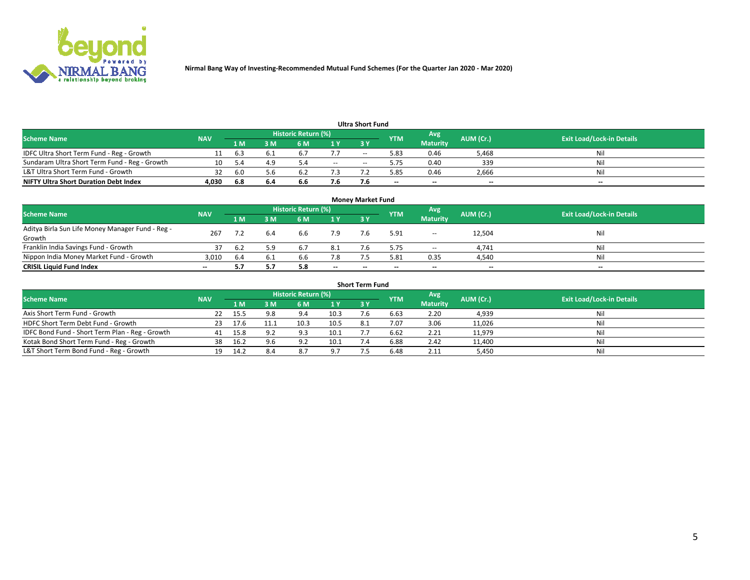**Nirmal Bang Way of Investing-Recommended Mutual Fund Schemes (For the Quarter Jan 2020 - Mar 2020)**

## Ultra Short Fund

| Scheme Name | NAV | Historic Return (%) | | | | | YTM | Avg Maturity | AUM (Cr.) | Exit Load/Lock-in Details |
|---|---|---|---|---|---|---|---|---|---|---|
| | | 1 M | 3 M | 6 M | 1 Y | 3 Y | | | | |
| IDFC Ultra Short Term Fund - Reg - Growth | 11 | 6.3 | 6.1 | 6.7 | 7.7 | -- | 5.83 | 0.46 | 5,468 | Nil |
| Sundaram Ultra Short Term Fund - Reg - Growth | 10 | 5.4 | 4.9 | 5.4 | -- | -- | 5.75 | 0.40 | 339 | Nil |
| L&T Ultra Short Term Fund - Growth | 32 | 6.0 | 5.6 | 6.2 | 7.3 | 7.2 | 5.85 | 0.46 | 2,666 | Nil |
| **NIFTY Ultra Short Duration Debt Index** | **4,030** | **6.8** | **6.4** | **6.6** | **7.6** | **7.6** | **--** | **--** | **--** | **--** |

## Money Market Fund

| Scheme Name | NAV | Historic Return (%) | | | | | YTM | Avg Maturity | AUM (Cr.) | Exit Load/Lock-in Details |
|---|---|---|---|---|---|---|---|---|---|---|
| | | 1 M | 3 M | 6 M | 1 Y | 3 Y | | | | |
| Aditya Birla Sun Life Money Manager Fund - Reg - Growth | 267 | 7.2 | 6.4 | 6.6 | 7.9 | 7.6 | 5.91 | -- | 12,504 | Nil |
| Franklin India Savings Fund - Growth | 37 | 6.2 | 5.9 | 6.7 | 8.1 | 7.6 | 5.75 | -- | 4,741 | Nil |
| Nippon India Money Market Fund - Growth | 3,010 | 6.4 | 6.1 | 6.6 | 7.8 | 7.5 | 5.81 | 0.35 | 4,540 | Nil |
| **CRISIL Liquid Fund Index** | **--** | **5.7** | **5.7** | **5.8** | **--** | **--** | **--** | **--** | **--** | **--** |

## Short Term Fund

| Scheme Name | NAV | Historic Return (%) | | | | | YTM | Avg Maturity | AUM (Cr.) | Exit Load/Lock-in Details |
|---|---|---|---|---|---|---|---|---|---|---|
| | | 1 M | 3 M | 6 M | 1 Y | 3 Y | | | | |
| Axis Short Term Fund - Growth | 22 | 15.5 | 9.8 | 9.4 | 10.3 | 7.6 | 6.63 | 2.20 | 4,939 | Nil |
| HDFC Short Term Debt Fund - Growth | 23 | 17.6 | 11.1 | 10.3 | 10.5 | 8.1 | 7.07 | 3.06 | 11,026 | Nil |
| IDFC Bond Fund - Short Term Plan - Reg - Growth | 41 | 15.8 | 9.2 | 9.3 | 10.1 | 7.7 | 6.62 | 2.21 | 11,979 | Nil |
| Kotak Bond Short Term Fund - Reg - Growth | 38 | 16.2 | 9.6 | 9.2 | 10.1 | 7.4 | 6.88 | 2.42 | 11,400 | Nil |
| L&T Short Term Bond Fund - Reg - Growth | 19 | 14.2 | 8.4 | 8.7 | 9.7 | 7.5 | 6.48 | 2.11 | 5,450 | Nil |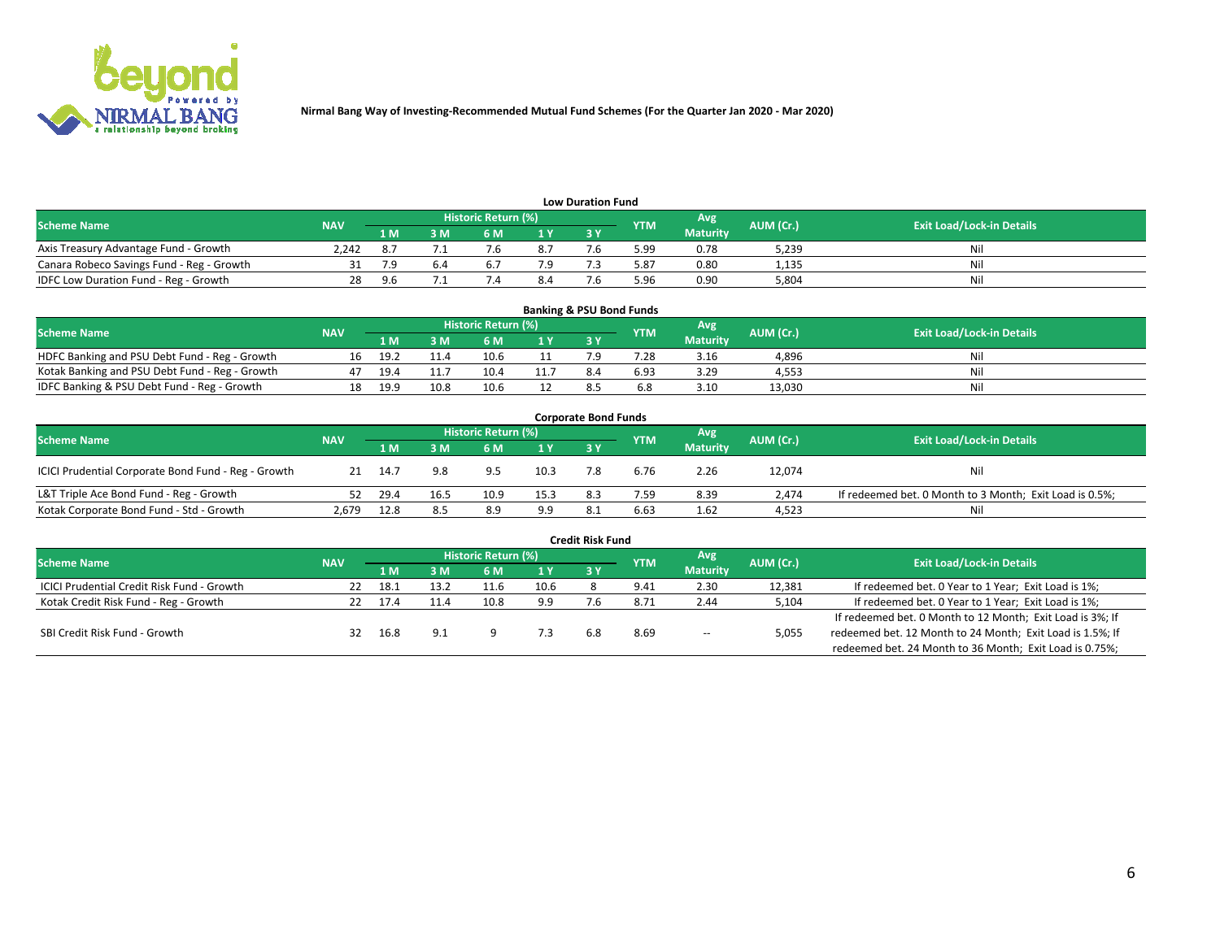Nirmal Bang Way of Investing-Recommended Mutual Fund Schemes (For the Quarter Jan 2020 - Mar 2020)

## Low Duration Fund

| Scheme Name | NAV | Historic Return (%) | | | | | YTM | Avg Maturity | AUM (Cr.) | Exit Load/Lock-in Details |
|---|---|---|---|---|---|---|---|---|---|---|
| | | 1 M | 3 M | 6 M | 1 Y | 3 Y | | | | |
| Axis Treasury Advantage Fund - Growth | 2,242 | 8.7 | 7.1 | 7.6 | 8.7 | 7.6 | 5.99 | 0.78 | 5,239 | Nil |
| Canara Robeco Savings Fund - Reg - Growth | 31 | 7.9 | 6.4 | 6.7 | 7.9 | 7.3 | 5.87 | 0.80 | 1,135 | Nil |
| IDFC Low Duration Fund - Reg - Growth | 28 | 9.6 | 7.1 | 7.4 | 8.4 | 7.6 | 5.96 | 0.90 | 5,804 | Nil |

## Banking & PSU Bond Funds

| Scheme Name | NAV | Historic Return (%) | | | | | YTM | Avg Maturity | AUM (Cr.) | Exit Load/Lock-in Details |
|---|---|---|---|---|---|---|---|---|---|---|
| | | 1 M | 3 M | 6 M | 1 Y | 3 Y | | | | |
| HDFC Banking and PSU Debt Fund - Reg - Growth | 16 | 19.2 | 11.4 | 10.6 | 11 | 7.9 | 7.28 | 3.16 | 4,896 | Nil |
| Kotak Banking and PSU Debt Fund - Reg - Growth | 47 | 19.4 | 11.7 | 10.4 | 11.7 | 8.4 | 6.93 | 3.29 | 4,553 | Nil |
| IDFC Banking & PSU Debt Fund - Reg - Growth | 18 | 19.9 | 10.8 | 10.6 | 12 | 8.5 | 6.8 | 3.10 | 13,030 | Nil |

## Corporate Bond Funds

| Scheme Name | NAV | Historic Return (%) | | | | | YTM | Avg Maturity | AUM (Cr.) | Exit Load/Lock-in Details |
|---|---|---|---|---|---|---|---|---|---|---|
| | | 1 M | 3 M | 6 M | 1 Y | 3 Y | | | | |
| ICICI Prudential Corporate Bond Fund - Reg - Growth | 21 | 14.7 | 9.8 | 9.5 | 10.3 | 7.8 | 6.76 | 2.26 | 12,074 | Nil |
| L&T Triple Ace Bond Fund - Reg - Growth | 52 | 29.4 | 16.5 | 10.9 | 15.3 | 8.3 | 7.59 | 8.39 | 2,474 | If redeemed bet. 0 Month to 3 Month; Exit Load is 0.5%; |
| Kotak Corporate Bond Fund - Std - Growth | 2,679 | 12.8 | 8.5 | 8.9 | 9.9 | 8.1 | 6.63 | 1.62 | 4,523 | Nil |

## Credit Risk Fund

| Scheme Name | NAV | Historic Return (%) | | | | | YTM | Avg Maturity | AUM (Cr.) | Exit Load/Lock-in Details |
|---|---|---|---|---|---|---|---|---|---|---|
| | | 1 M | 3 M | 6 M | 1 Y | 3 Y | | | | |
| ICICI Prudential Credit Risk Fund - Growth | 22 | 18.1 | 13.2 | 11.6 | 10.6 | 8 | 9.41 | 2.30 | 12,381 | If redeemed bet. 0 Year to 1 Year; Exit Load is 1%; |
| Kotak Credit Risk Fund - Reg - Growth | 22 | 17.4 | 11.4 | 10.8 | 9.9 | 7.6 | 8.71 | 2.44 | 5,104 | If redeemed bet. 0 Year to 1 Year; Exit Load is 1%; |
| SBI Credit Risk Fund - Growth | 32 | 16.8 | 9.1 | 9 | 7.3 | 6.8 | 8.69 | -- | 5,055 | If redeemed bet. 0 Month to 12 Month; Exit Load is 3%; If redeemed bet. 12 Month to 24 Month; Exit Load is 1.5%; If redeemed bet. 24 Month to 36 Month; Exit Load is 0.75%; |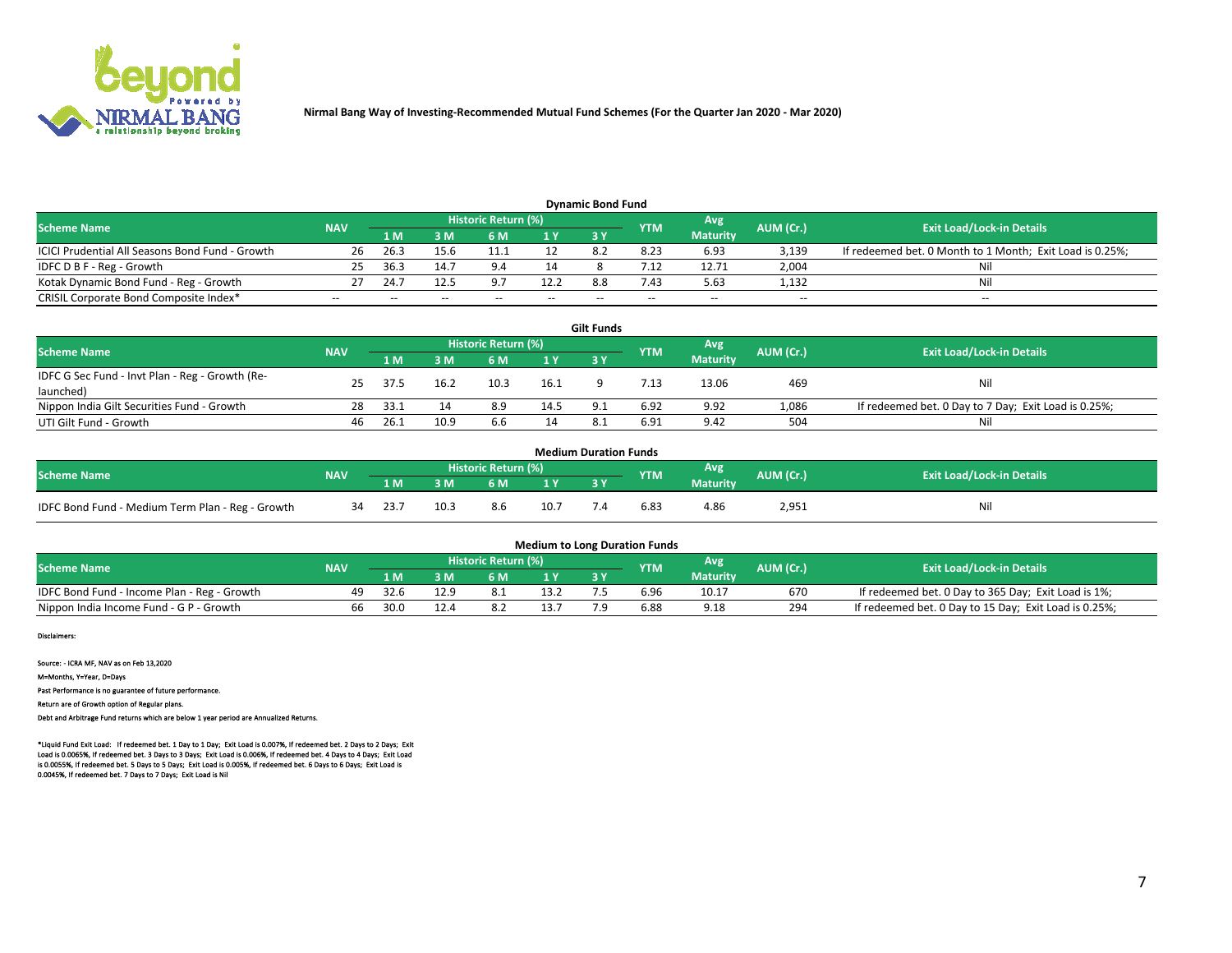Nirmal Bang Way of Investing-Recommended Mutual Fund Schemes (For the Quarter Jan 2020 - Mar 2020)

### Dynamic Bond Fund

| Scheme Name | NAV | Historic Return (%) | | | | | YTM | Avg Maturity | AUM (Cr.) | Exit Load/Lock-in Details |
|---|---|---|---|---|---|---|---|---|---|---|
| | | 1 M | 3 M | 6 M | 1 Y | 3 Y | | | | |
| ICICI Prudential All Seasons Bond Fund - Growth | 26 | 26.3 | 15.6 | 11.1 | 12 | 8.2 | 8.23 | 6.93 | 3,139 | If redeemed bet. 0 Month to 1 Month; Exit Load is 0.25%; |
| IDFC D B F - Reg - Growth | 25 | 36.3 | 14.7 | 9.4 | 14 | 8 | 7.12 | 12.71 | 2,004 | Nil |
| Kotak Dynamic Bond Fund - Reg - Growth | 27 | 24.7 | 12.5 | 9.7 | 12.2 | 8.8 | 7.43 | 5.63 | 1,132 | Nil |
| CRISIL Corporate Bond Composite Index* | -- | -- | -- | -- | -- | -- | -- | -- | -- | -- |

### Gilt Funds

| Scheme Name | NAV | Historic Return (%) | | | | | YTM | Avg Maturity | AUM (Cr.) | Exit Load/Lock-in Details |
|---|---|---|---|---|---|---|---|---|---|---|
| | | 1 M | 3 M | 6 M | 1 Y | 3 Y | | | | |
| IDFC G Sec Fund - Invt Plan - Reg - Growth (Re-launched) | 25 | 37.5 | 16.2 | 10.3 | 16.1 | 9 | 7.13 | 13.06 | 469 | Nil |
| Nippon India Gilt Securities Fund - Growth | 28 | 33.1 | 14 | 8.9 | 14.5 | 9.1 | 6.92 | 9.92 | 1,086 | If redeemed bet. 0 Day to 7 Day; Exit Load is 0.25%; |
| UTI Gilt Fund - Growth | 46 | 26.1 | 10.9 | 6.6 | 14 | 8.1 | 6.91 | 9.42 | 504 | Nil |

### Medium Duration Funds

| Scheme Name | NAV | Historic Return (%) | | | | | YTM | Avg Maturity | AUM (Cr.) | Exit Load/Lock-in Details |
|---|---|---|---|---|---|---|---|---|---|---|
| | | 1 M | 3 M | 6 M | 1 Y | 3 Y | | | | |
| IDFC Bond Fund - Medium Term Plan - Reg - Growth | 34 | 23.7 | 10.3 | 8.6 | 10.7 | 7.4 | 6.83 | 4.86 | 2,951 | Nil |

### Medium to Long Duration Funds

| Scheme Name | NAV | Historic Return (%) | | | | | YTM | Avg Maturity | AUM (Cr.) | Exit Load/Lock-in Details |
|---|---|---|---|---|---|---|---|---|---|---|
| | | 1 M | 3 M | 6 M | 1 Y | 3 Y | | | | |
| IDFC Bond Fund - Income Plan - Reg - Growth | 49 | 32.6 | 12.9 | 8.1 | 13.2 | 7.5 | 6.96 | 10.17 | 670 | If redeemed bet. 0 Day to 365 Day; Exit Load is 1%; |
| Nippon India Income Fund - G P - Growth | 66 | 30.0 | 12.4 | 8.2 | 13.7 | 7.9 | 6.88 | 9.18 | 294 | If redeemed bet. 0 Day to 15 Day; Exit Load is 0.25%; |

Disclaimers:

Source: - ICRA MF, NAV as on Feb 13,2020

M=Months, Y=Year, D=Days

Past Performance is no guarantee of future performance.

Return are of Growth option of Regular plans.

Debt and Arbitrage Fund returns which are below 1 year period are Annualized Returns.

*Liquid Fund Exit Load: If redeemed bet. 1 Day to 1 Day; Exit Load is 0.007%, If redeemed bet. 2 Days to 2 Days; Exit Load is 0.0065%, If redeemed bet. 3 Days to 3 Days; Exit Load is 0.006%, If redeemed bet. 4 Days to 4 Days; Exit Load is 0.0055%, If redeemed bet. 5 Days to 5 Days; Exit Load is 0.005%, If redeemed bet. 6 Days to 6 Days; Exit Load is 0.0045%, If redeemed bet. 7 Days to 7 Days; Exit Load is Nil